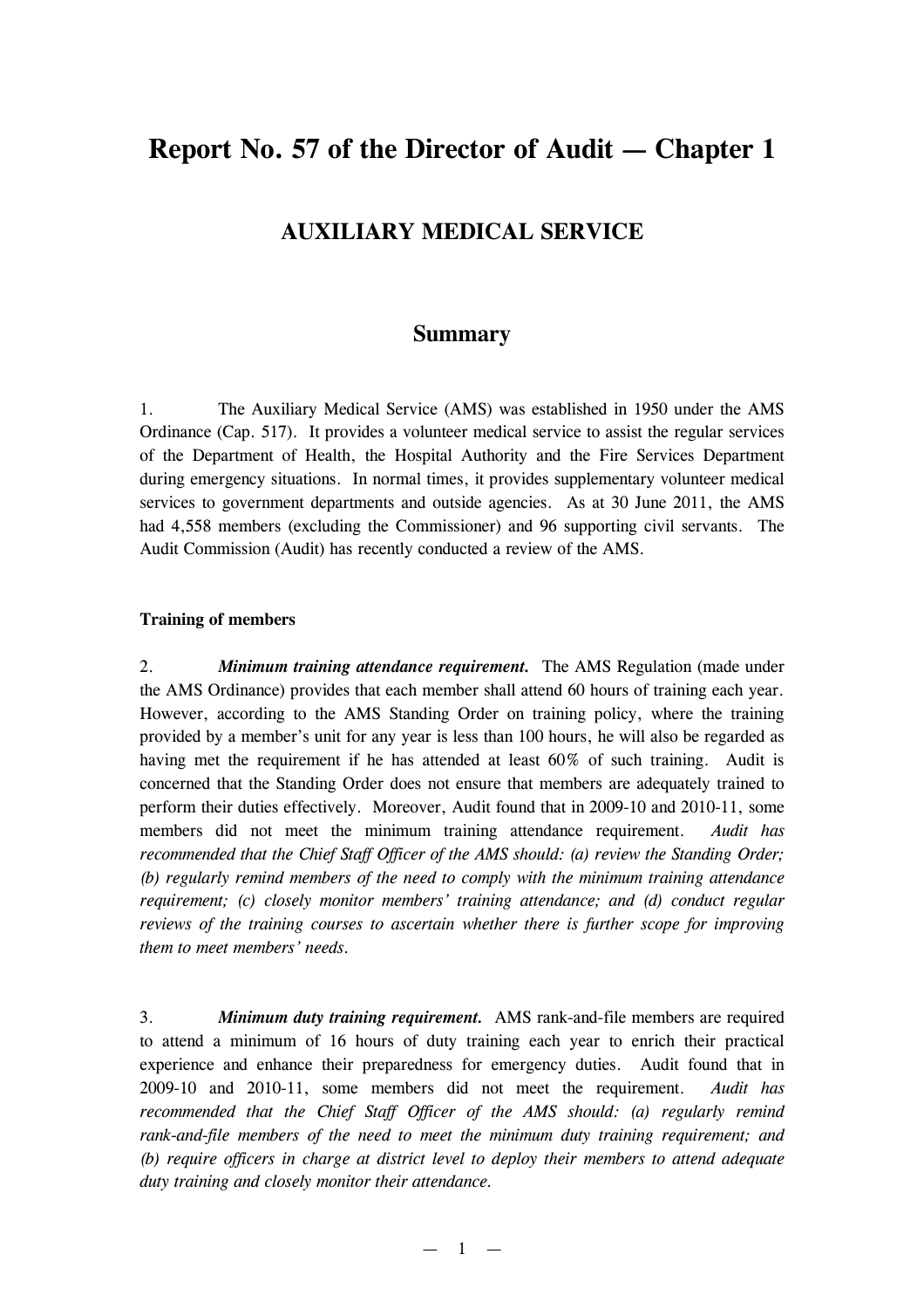# Report No. 57 of the Director of Audit — Chapter 1

## AUXILIARY MEDICAL SERVICE

## Summary

1. The Auxiliary Medical Service (AMS) was established in 1950 under the AMS Ordinance (Cap. 517). It provides a volunteer medical service to assist the regular services of the Department of Health, the Hospital Authority and the Fire Services Department during emergency situations. In normal times, it provides supplementary volunteer medical services to government departments and outside agencies. As at 30 June 2011, the AMS had 4,558 members (excluding the Commissioner) and 96 supporting civil servants. The Audit Commission (Audit) has recently conducted a review of the AMS.

### Training of members

2. ***Minimum training attendance requirement.*** The AMS Regulation (made under the AMS Ordinance) provides that each member shall attend 60 hours of training each year. However, according to the AMS Standing Order on training policy, where the training provided by a member's unit for any year is less than 100 hours, he will also be regarded as having met the requirement if he has attended at least 60% of such training. Audit is concerned that the Standing Order does not ensure that members are adequately trained to perform their duties effectively. Moreover, Audit found that in 2009-10 and 2010-11, some members did not meet the minimum training attendance requirement. *Audit has recommended that the Chief Staff Officer of the AMS should: (a) review the Standing Order; (b) regularly remind members of the need to comply with the minimum training attendance requirement; (c) closely monitor members' training attendance; and (d) conduct regular reviews of the training courses to ascertain whether there is further scope for improving them to meet members' needs.*

3. ***Minimum duty training requirement.*** AMS rank-and-file members are required to attend a minimum of 16 hours of duty training each year to enrich their practical experience and enhance their preparedness for emergency duties. Audit found that in 2009-10 and 2010-11, some members did not meet the requirement. *Audit has recommended that the Chief Staff Officer of the AMS should: (a) regularly remind rank-and-file members of the need to meet the minimum duty training requirement; and (b) require officers in charge at district level to deploy their members to attend adequate duty training and closely monitor their attendance.*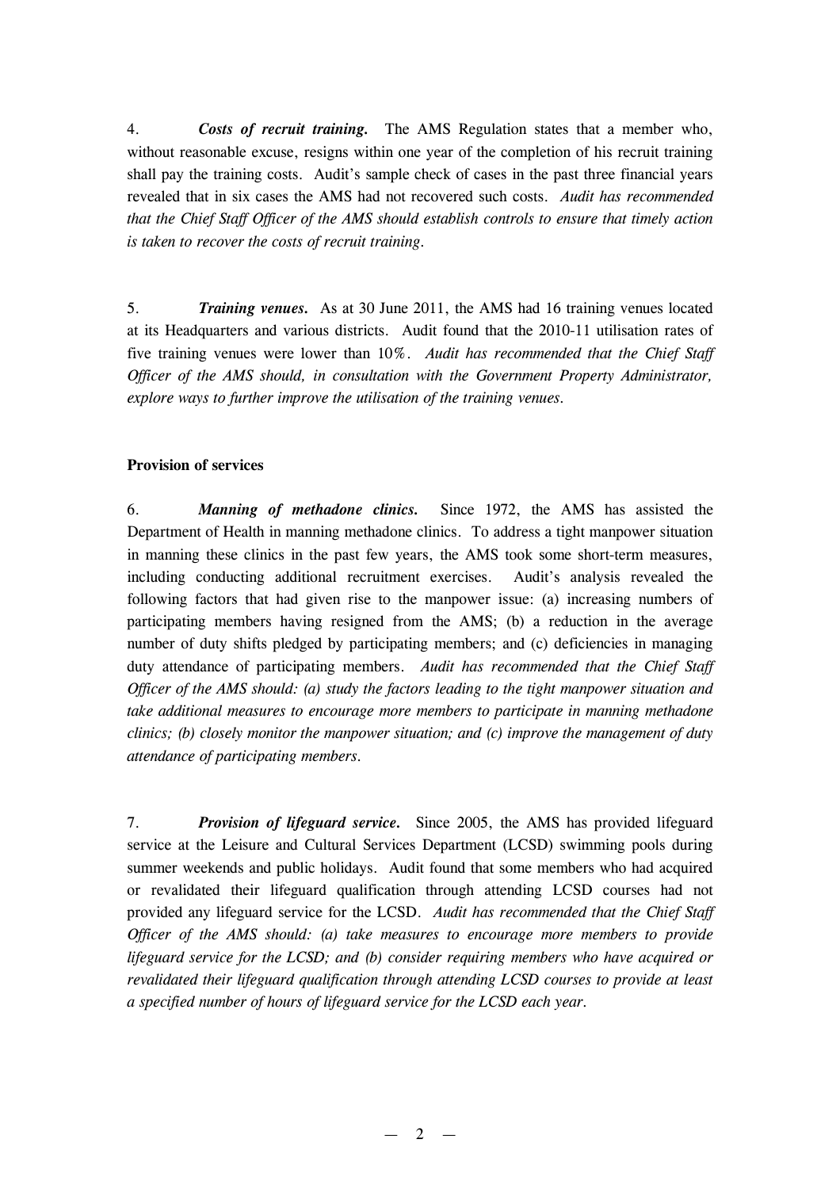4. ***Costs of recruit training.*** The AMS Regulation states that a member who, without reasonable excuse, resigns within one year of the completion of his recruit training shall pay the training costs. Audit's sample check of cases in the past three financial years revealed that in six cases the AMS had not recovered such costs. *Audit has recommended that the Chief Staff Officer of the AMS should establish controls to ensure that timely action is taken to recover the costs of recruit training.*

5. ***Training venues.*** As at 30 June 2011, the AMS had 16 training venues located at its Headquarters and various districts. Audit found that the 2010-11 utilisation rates of five training venues were lower than 10%. *Audit has recommended that the Chief Staff Officer of the AMS should, in consultation with the Government Property Administrator, explore ways to further improve the utilisation of the training venues.*

**Provision of services**

6. ***Manning of methadone clinics.*** Since 1972, the AMS has assisted the Department of Health in manning methadone clinics. To address a tight manpower situation in manning these clinics in the past few years, the AMS took some short-term measures, including conducting additional recruitment exercises. Audit's analysis revealed the following factors that had given rise to the manpower issue: (a) increasing numbers of participating members having resigned from the AMS; (b) a reduction in the average number of duty shifts pledged by participating members; and (c) deficiencies in managing duty attendance of participating members. *Audit has recommended that the Chief Staff Officer of the AMS should: (a) study the factors leading to the tight manpower situation and take additional measures to encourage more members to participate in manning methadone clinics; (b) closely monitor the manpower situation; and (c) improve the management of duty attendance of participating members.*

7. ***Provision of lifeguard service.*** Since 2005, the AMS has provided lifeguard service at the Leisure and Cultural Services Department (LCSD) swimming pools during summer weekends and public holidays. Audit found that some members who had acquired or revalidated their lifeguard qualification through attending LCSD courses had not provided any lifeguard service for the LCSD. *Audit has recommended that the Chief Staff Officer of the AMS should: (a) take measures to encourage more members to provide lifeguard service for the LCSD; and (b) consider requiring members who have acquired or revalidated their lifeguard qualification through attending LCSD courses to provide at least a specified number of hours of lifeguard service for the LCSD each year.*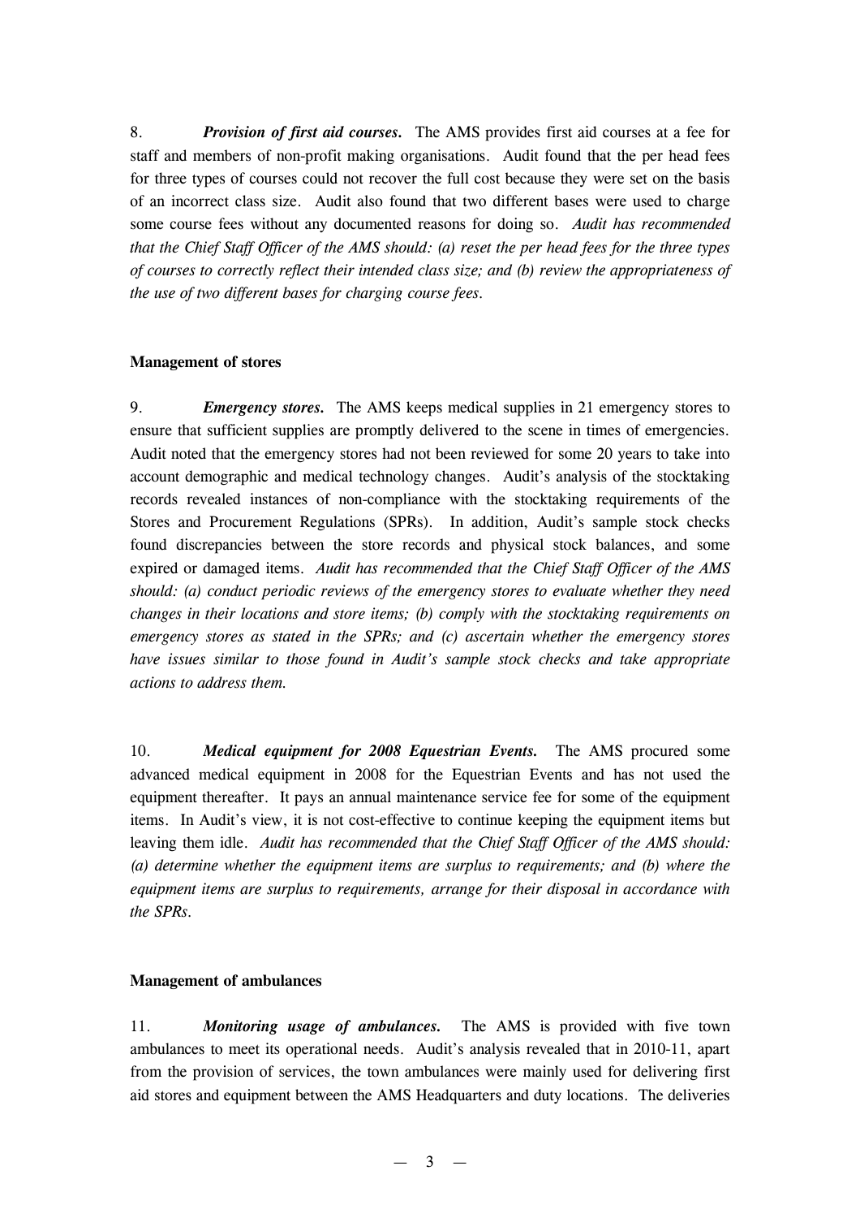8. ***Provision of first aid courses.*** The AMS provides first aid courses at a fee for staff and members of non-profit making organisations. Audit found that the per head fees for three types of courses could not recover the full cost because they were set on the basis of an incorrect class size. Audit also found that two different bases were used to charge some course fees without any documented reasons for doing so. *Audit has recommended that the Chief Staff Officer of the AMS should: (a) reset the per head fees for the three types of courses to correctly reflect their intended class size; and (b) review the appropriateness of the use of two different bases for charging course fees.*

**Management of stores**

9. ***Emergency stores.*** The AMS keeps medical supplies in 21 emergency stores to ensure that sufficient supplies are promptly delivered to the scene in times of emergencies. Audit noted that the emergency stores had not been reviewed for some 20 years to take into account demographic and medical technology changes. Audit's analysis of the stocktaking records revealed instances of non-compliance with the stocktaking requirements of the Stores and Procurement Regulations (SPRs). In addition, Audit's sample stock checks found discrepancies between the store records and physical stock balances, and some expired or damaged items. *Audit has recommended that the Chief Staff Officer of the AMS should: (a) conduct periodic reviews of the emergency stores to evaluate whether they need changes in their locations and store items; (b) comply with the stocktaking requirements on emergency stores as stated in the SPRs; and (c) ascertain whether the emergency stores have issues similar to those found in Audit's sample stock checks and take appropriate actions to address them.*

10. ***Medical equipment for 2008 Equestrian Events.*** The AMS procured some advanced medical equipment in 2008 for the Equestrian Events and has not used the equipment thereafter. It pays an annual maintenance service fee for some of the equipment items. In Audit's view, it is not cost-effective to continue keeping the equipment items but leaving them idle. *Audit has recommended that the Chief Staff Officer of the AMS should: (a) determine whether the equipment items are surplus to requirements; and (b) where the equipment items are surplus to requirements, arrange for their disposal in accordance with the SPRs.*

**Management of ambulances**

11. ***Monitoring usage of ambulances.*** The AMS is provided with five town ambulances to meet its operational needs. Audit's analysis revealed that in 2010-11, apart from the provision of services, the town ambulances were mainly used for delivering first aid stores and equipment between the AMS Headquarters and duty locations. The deliveries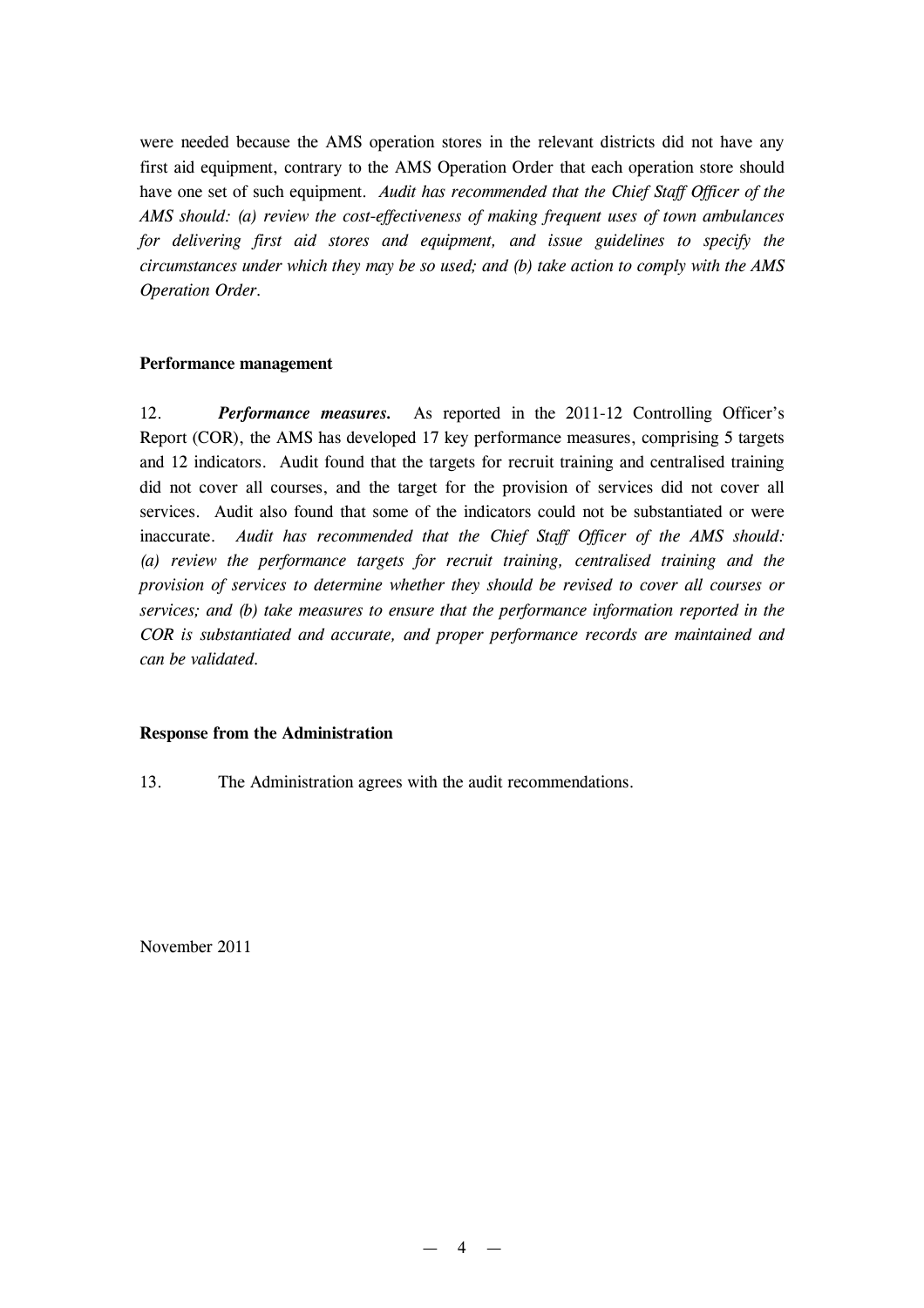were needed because the AMS operation stores in the relevant districts did not have any first aid equipment, contrary to the AMS Operation Order that each operation store should have one set of such equipment. *Audit has recommended that the Chief Staff Officer of the AMS should: (a) review the cost-effectiveness of making frequent uses of town ambulances for delivering first aid stores and equipment, and issue guidelines to specify the circumstances under which they may be so used; and (b) take action to comply with the AMS Operation Order.*

**Performance management**

12. ***Performance measures.*** As reported in the 2011-12 Controlling Officer's Report (COR), the AMS has developed 17 key performance measures, comprising 5 targets and 12 indicators. Audit found that the targets for recruit training and centralised training did not cover all courses, and the target for the provision of services did not cover all services. Audit also found that some of the indicators could not be substantiated or were inaccurate. *Audit has recommended that the Chief Staff Officer of the AMS should: (a) review the performance targets for recruit training, centralised training and the provision of services to determine whether they should be revised to cover all courses or services; and (b) take measures to ensure that the performance information reported in the COR is substantiated and accurate, and proper performance records are maintained and can be validated.*

**Response from the Administration**

13. The Administration agrees with the audit recommendations.

November 2011